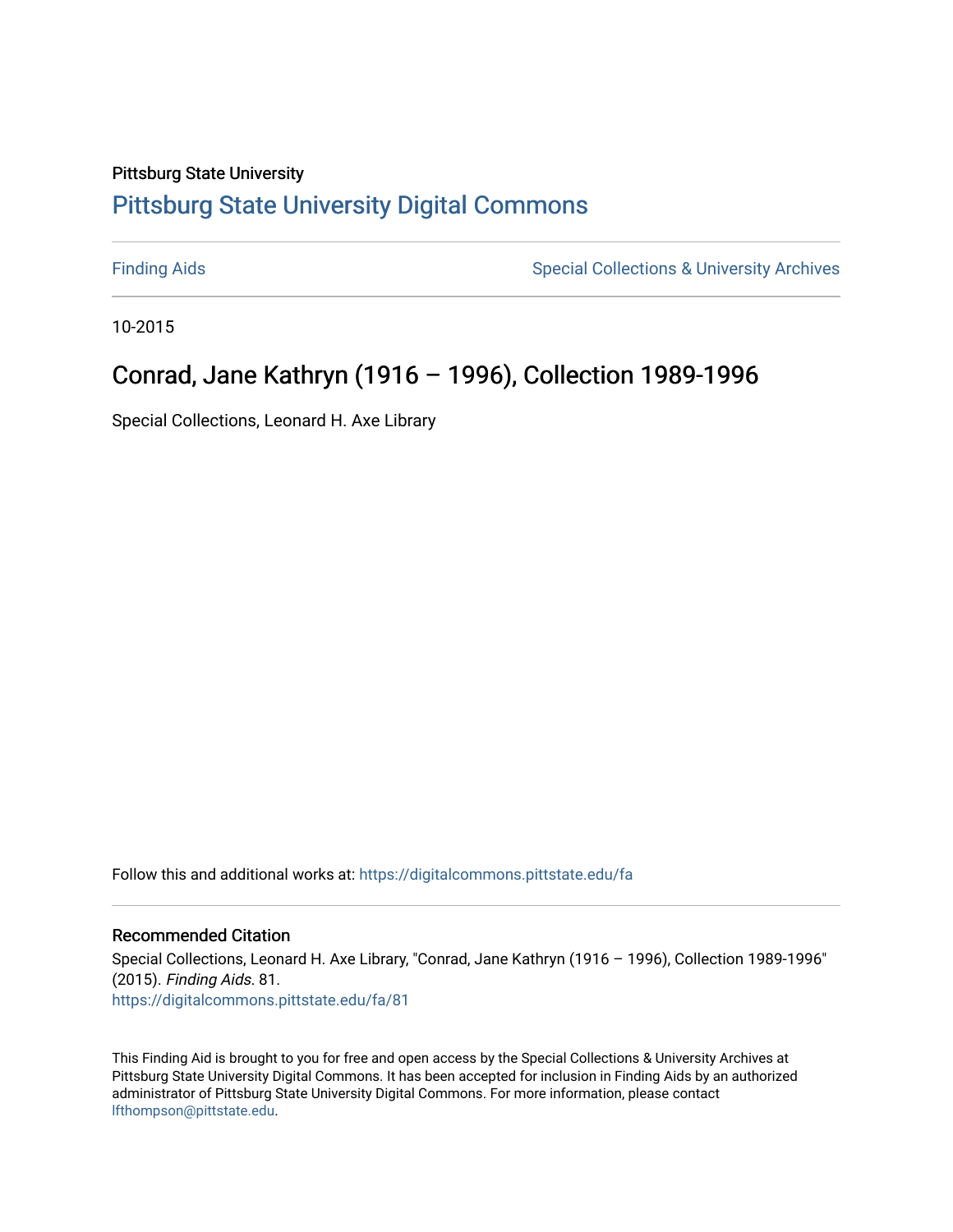Pittsburg State University

# Pittsburg State University Digital Commons

Finding Aids

Special Collections & University Archives

10-2015

## Conrad, Jane Kathryn (1916 – 1996), Collection 1989-1996

Special Collections, Leonard H. Axe Library

Follow this and additional works at: https://digitalcommons.pittstate.edu/fa

### Recommended Citation

Special Collections, Leonard H. Axe Library, "Conrad, Jane Kathryn (1916 – 1996), Collection 1989-1996" (2015). *Finding Aids*. 81.
https://digitalcommons.pittstate.edu/fa/81

This Finding Aid is brought to you for free and open access by the Special Collections & University Archives at Pittsburg State University Digital Commons. It has been accepted for inclusion in Finding Aids by an authorized administrator of Pittsburg State University Digital Commons. For more information, please contact lfthompson@pittstate.edu.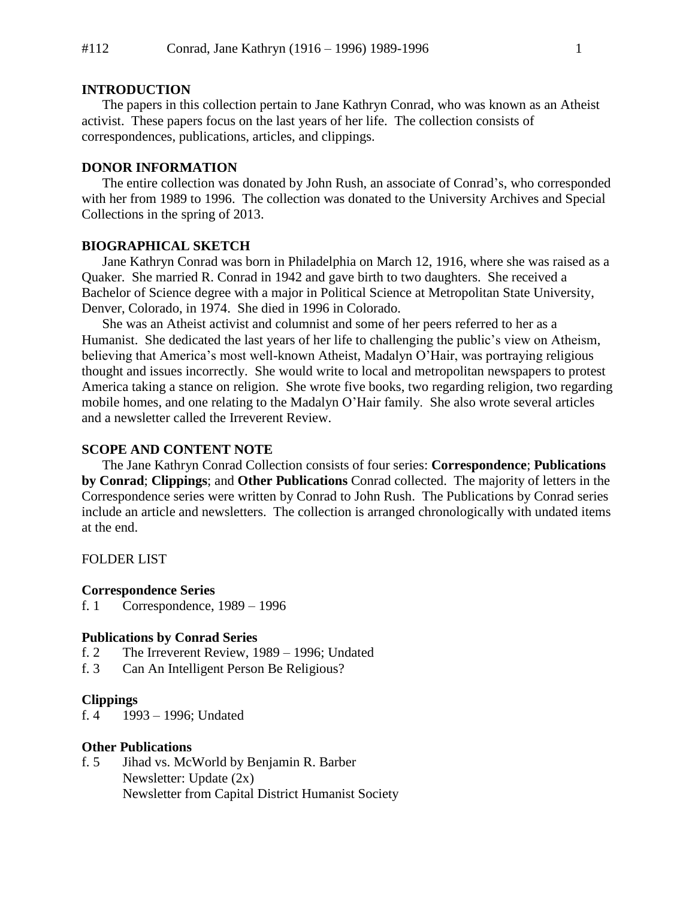## INTRODUCTION

The papers in this collection pertain to Jane Kathryn Conrad, who was known as an Atheist activist. These papers focus on the last years of her life. The collection consists of correspondences, publications, articles, and clippings.

## DONOR INFORMATION

The entire collection was donated by John Rush, an associate of Conrad's, who corresponded with her from 1989 to 1996. The collection was donated to the University Archives and Special Collections in the spring of 2013.

## BIOGRAPHICAL SKETCH

Jane Kathryn Conrad was born in Philadelphia on March 12, 1916, where she was raised as a Quaker. She married R. Conrad in 1942 and gave birth to two daughters. She received a Bachelor of Science degree with a major in Political Science at Metropolitan State University, Denver, Colorado, in 1974. She died in 1996 in Colorado.

She was an Atheist activist and columnist and some of her peers referred to her as a Humanist. She dedicated the last years of her life to challenging the public's view on Atheism, believing that America's most well-known Atheist, Madalyn O'Hair, was portraying religious thought and issues incorrectly. She would write to local and metropolitan newspapers to protest America taking a stance on religion. She wrote five books, two regarding religion, two regarding mobile homes, and one relating to the Madalyn O'Hair family. She also wrote several articles and a newsletter called the Irreverent Review.

## SCOPE AND CONTENT NOTE

The Jane Kathryn Conrad Collection consists of four series: **Correspondence**; **Publications by Conrad**; **Clippings**; and **Other Publications** Conrad collected. The majority of letters in the Correspondence series were written by Conrad to John Rush. The Publications by Conrad series include an article and newsletters. The collection is arranged chronologically with undated items at the end.

FOLDER LIST

**Correspondence Series**

f. 1 Correspondence, 1989 – 1996

**Publications by Conrad Series**

f. 2 The Irreverent Review, 1989 – 1996; Undated
f. 3 Can An Intelligent Person Be Religious?

**Clippings**

f. 4 1993 – 1996; Undated

**Other Publications**

f. 5 Jihad vs. McWorld by Benjamin R. Barber
Newsletter: Update (2x)
Newsletter from Capital District Humanist Society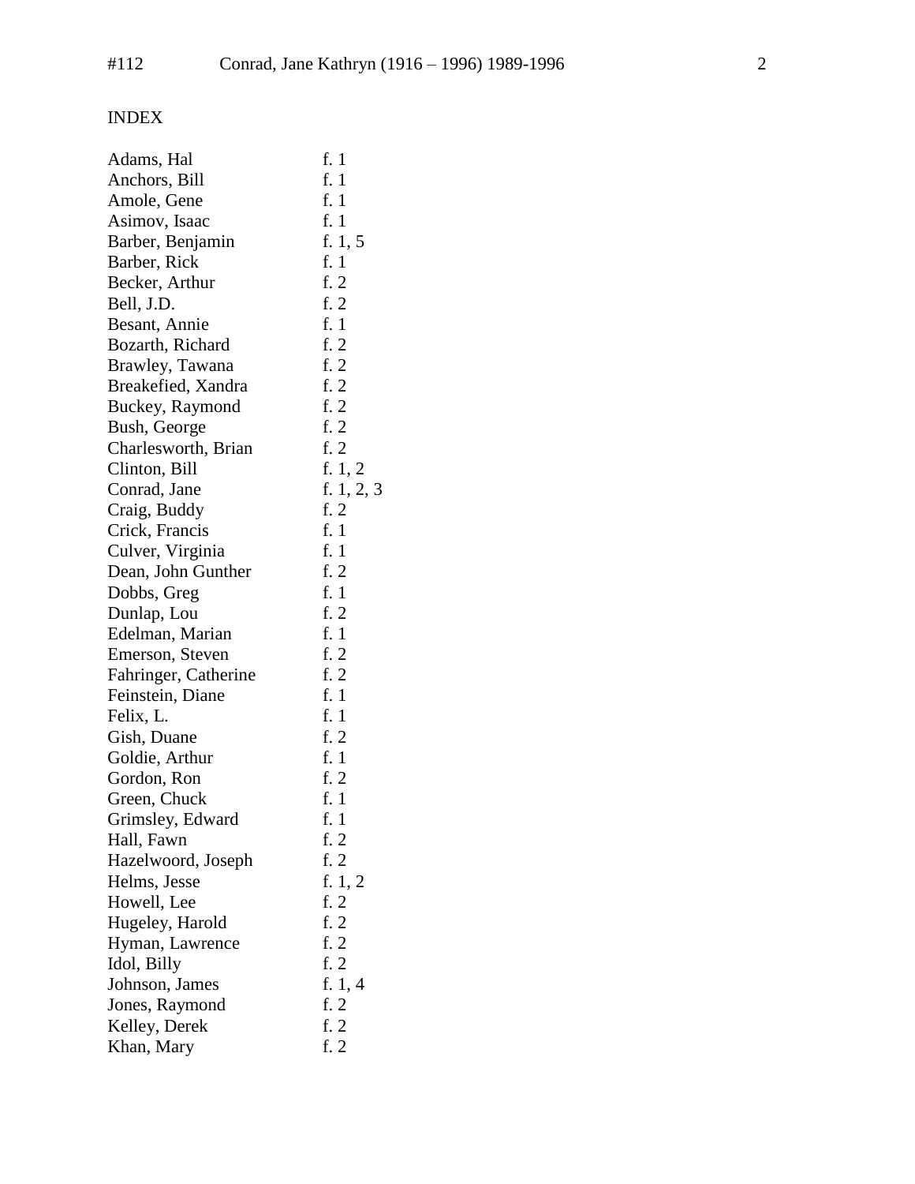INDEX

| | |
|---|---|
| Adams, Hal | f. 1 |
| Anchors, Bill | f. 1 |
| Amole, Gene | f. 1 |
| Asimov, Isaac | f. 1 |
| Barber, Benjamin | f. 1, 5 |
| Barber, Rick | f. 1 |
| Becker, Arthur | f. 2 |
| Bell, J.D. | f. 2 |
| Besant, Annie | f. 1 |
| Bozarth, Richard | f. 2 |
| Brawley, Tawana | f. 2 |
| Breakefied, Xandra | f. 2 |
| Buckey, Raymond | f. 2 |
| Bush, George | f. 2 |
| Charlesworth, Brian | f. 2 |
| Clinton, Bill | f. 1, 2 |
| Conrad, Jane | f. 1, 2, 3 |
| Craig, Buddy | f. 2 |
| Crick, Francis | f. 1 |
| Culver, Virginia | f. 1 |
| Dean, John Gunther | f. 2 |
| Dobbs, Greg | f. 1 |
| Dunlap, Lou | f. 2 |
| Edelman, Marian | f. 1 |
| Emerson, Steven | f. 2 |
| Fahringer, Catherine | f. 2 |
| Feinstein, Diane | f. 1 |
| Felix, L. | f. 1 |
| Gish, Duane | f. 2 |
| Goldie, Arthur | f. 1 |
| Gordon, Ron | f. 2 |
| Green, Chuck | f. 1 |
| Grimsley, Edward | f. 1 |
| Hall, Fawn | f. 2 |
| Hazelwoord, Joseph | f. 2 |
| Helms, Jesse | f. 1, 2 |
| Howell, Lee | f. 2 |
| Hugeley, Harold | f. 2 |
| Hyman, Lawrence | f. 2 |
| Idol, Billy | f. 2 |
| Johnson, James | f. 1, 4 |
| Jones, Raymond | f. 2 |
| Kelley, Derek | f. 2 |
| Khan, Mary | f. 2 |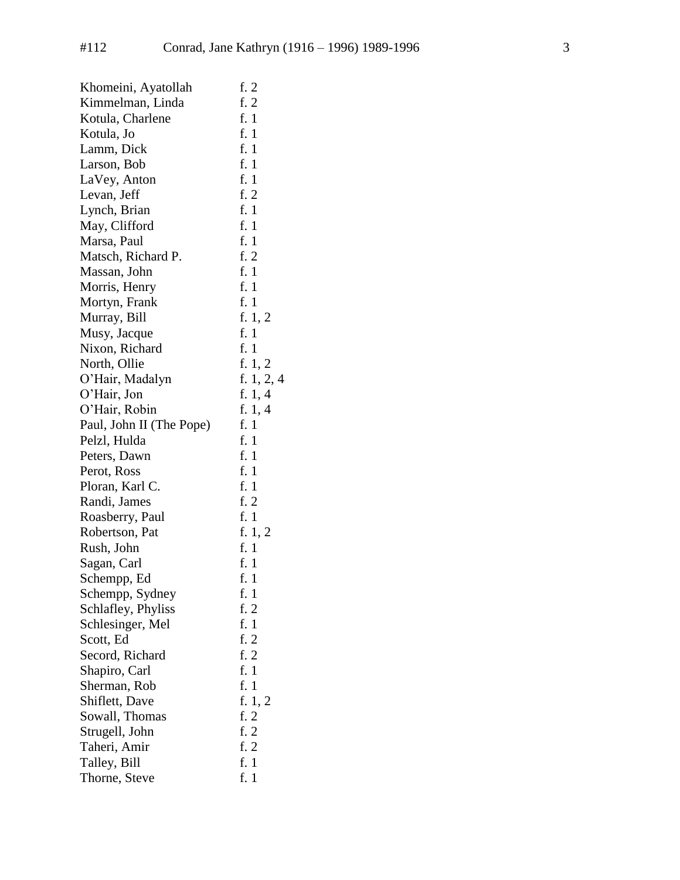| | |
|---|---|
| Khomeini, Ayatollah | f. 2 |
| Kimmelman, Linda | f. 2 |
| Kotula, Charlene | f. 1 |
| Kotula, Jo | f. 1 |
| Lamm, Dick | f. 1 |
| Larson, Bob | f. 1 |
| LaVey, Anton | f. 1 |
| Levan, Jeff | f. 2 |
| Lynch, Brian | f. 1 |
| May, Clifford | f. 1 |
| Marsa, Paul | f. 1 |
| Matsch, Richard P. | f. 2 |
| Massan, John | f. 1 |
| Morris, Henry | f. 1 |
| Mortyn, Frank | f. 1 |
| Murray, Bill | f. 1, 2 |
| Musy, Jacque | f. 1 |
| Nixon, Richard | f. 1 |
| North, Ollie | f. 1, 2 |
| O'Hair, Madalyn | f. 1, 2, 4 |
| O'Hair, Jon | f. 1, 4 |
| O'Hair, Robin | f. 1, 4 |
| Paul, John II (The Pope) | f. 1 |
| Pelzl, Hulda | f. 1 |
| Peters, Dawn | f. 1 |
| Perot, Ross | f. 1 |
| Ploran, Karl C. | f. 1 |
| Randi, James | f. 2 |
| Roasberry, Paul | f. 1 |
| Robertson, Pat | f. 1, 2 |
| Rush, John | f. 1 |
| Sagan, Carl | f. 1 |
| Schempp, Ed | f. 1 |
| Schempp, Sydney | f. 1 |
| Schlafley, Phyliss | f. 2 |
| Schlesinger, Mel | f. 1 |
| Scott, Ed | f. 2 |
| Secord, Richard | f. 2 |
| Shapiro, Carl | f. 1 |
| Sherman, Rob | f. 1 |
| Shiflett, Dave | f. 1, 2 |
| Sowall, Thomas | f. 2 |
| Strugell, John | f. 2 |
| Taheri, Amir | f. 2 |
| Talley, Bill | f. 1 |
| Thorne, Steve | f. 1 |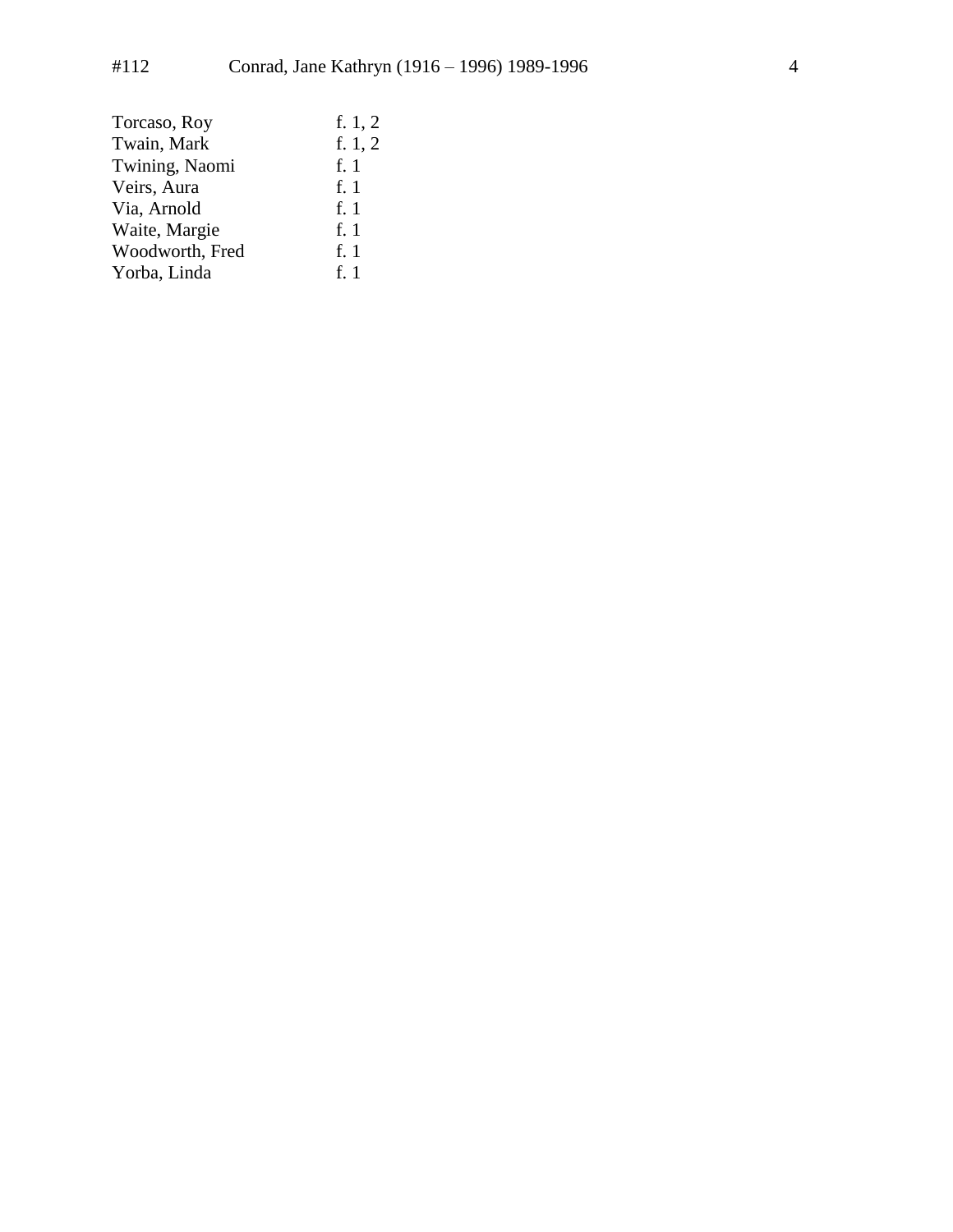| | |
|---|---|
| Torcaso, Roy | f. 1, 2 |
| Twain, Mark | f. 1, 2 |
| Twining, Naomi | f. 1 |
| Veirs, Aura | f. 1 |
| Via, Arnold | f. 1 |
| Waite, Margie | f. 1 |
| Woodworth, Fred | f. 1 |
| Yorba, Linda | f. 1 |